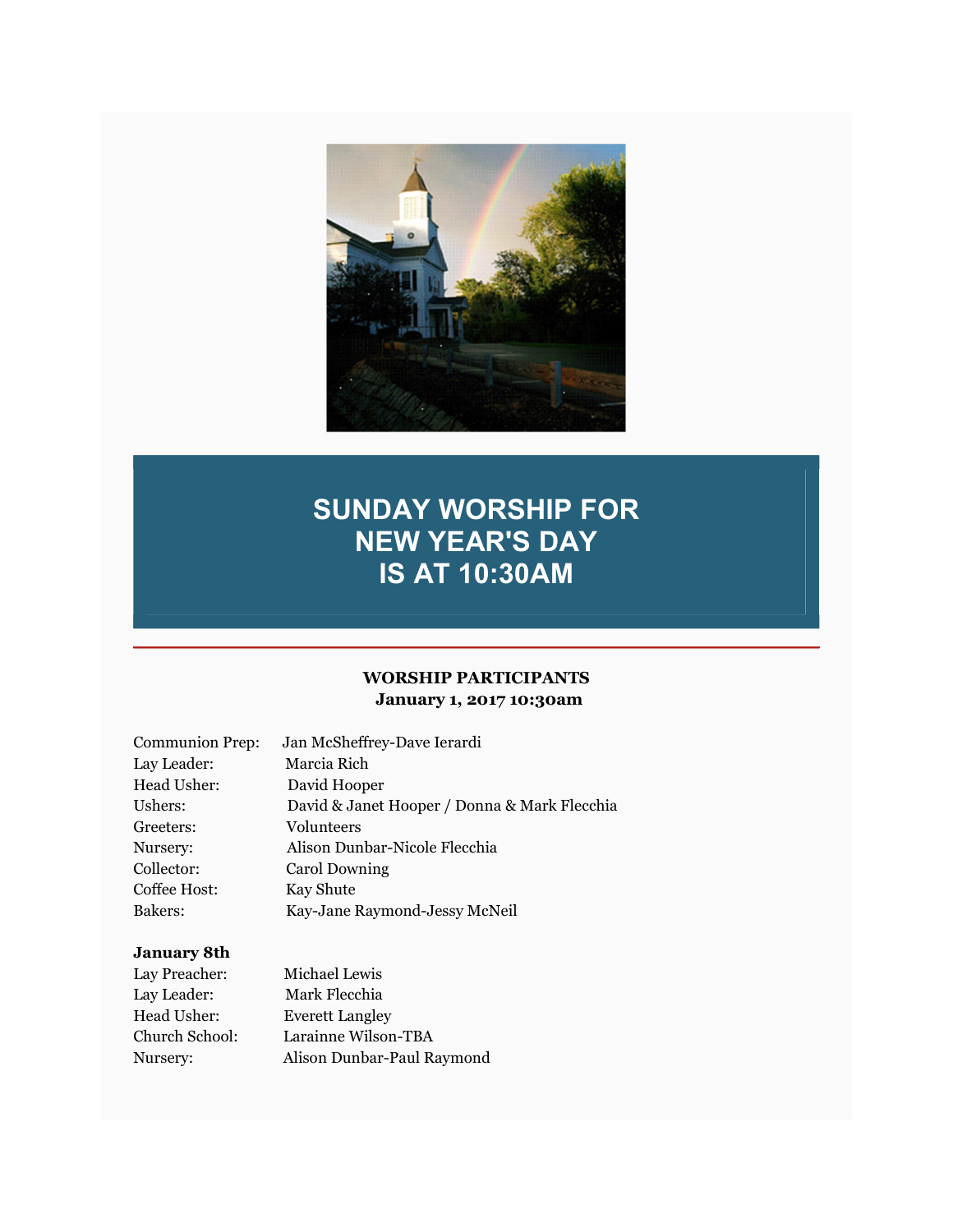# SUNDAY WORSHIP FOR NEW YEAR'S DAY IS AT 10:30AM

---

**WORSHIP PARTICIPANTS**
**January 1, 2017 10:30am**

Communion Prep: Jan McSheffrey-Dave Ierardi
Lay Leader: Marcia Rich
Head Usher: David Hooper
Ushers: David & Janet Hooper / Donna & Mark Flecchia
Greeters: Volunteers
Nursery: Alison Dunbar-Nicole Flecchia
Collector: Carol Downing
Coffee Host: Kay Shute
Bakers: Kay-Jane Raymond-Jessy McNeil

**January 8th**

Lay Preacher: Michael Lewis
Lay Leader: Mark Flecchia
Head Usher: Everett Langley
Church School: Larainne Wilson-TBA
Nursery: Alison Dunbar-Paul Raymond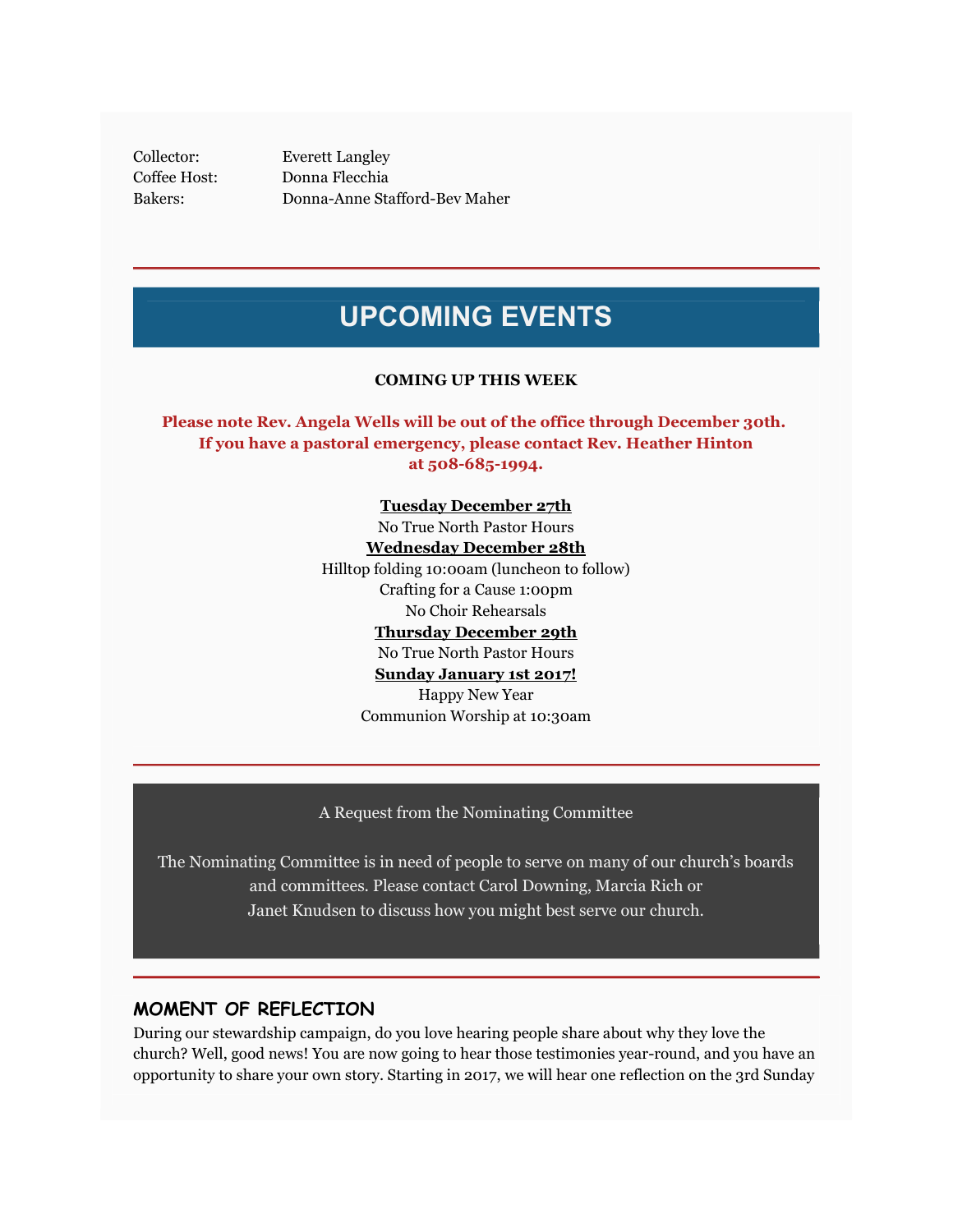| | |
|---|---|
| Collector: | Everett Langley |
| Coffee Host: | Donna Flecchia |
| Bakers: | Donna-Anne Stafford-Bev Maher |

---

## UPCOMING EVENTS

**COMING UP THIS WEEK**

**Please note Rev. Angela Wells will be out of the office through December 30th. If you have a pastoral emergency, please contact Rev. Heather Hinton at 508-685-1994.**

**Tuesday December 27th**
No True North Pastor Hours

**Wednesday December 28th**
Hilltop folding 10:00am (luncheon to follow)
Crafting for a Cause 1:00pm
No Choir Rehearsals

**Thursday December 29th**
No True North Pastor Hours

**Sunday January 1st 2017!**
Happy New Year
Communion Worship at 10:30am

---

A Request from the Nominating Committee

The Nominating Committee is in need of people to serve on many of our church's boards and committees. Please contact Carol Downing, Marcia Rich or Janet Knudsen to discuss how you might best serve our church.

---

### MOMENT OF REFLECTION

During our stewardship campaign, do you love hearing people share about why they love the church? Well, good news! You are now going to hear those testimonies year-round, and you have an opportunity to share your own story. Starting in 2017, we will hear one reflection on the 3rd Sunday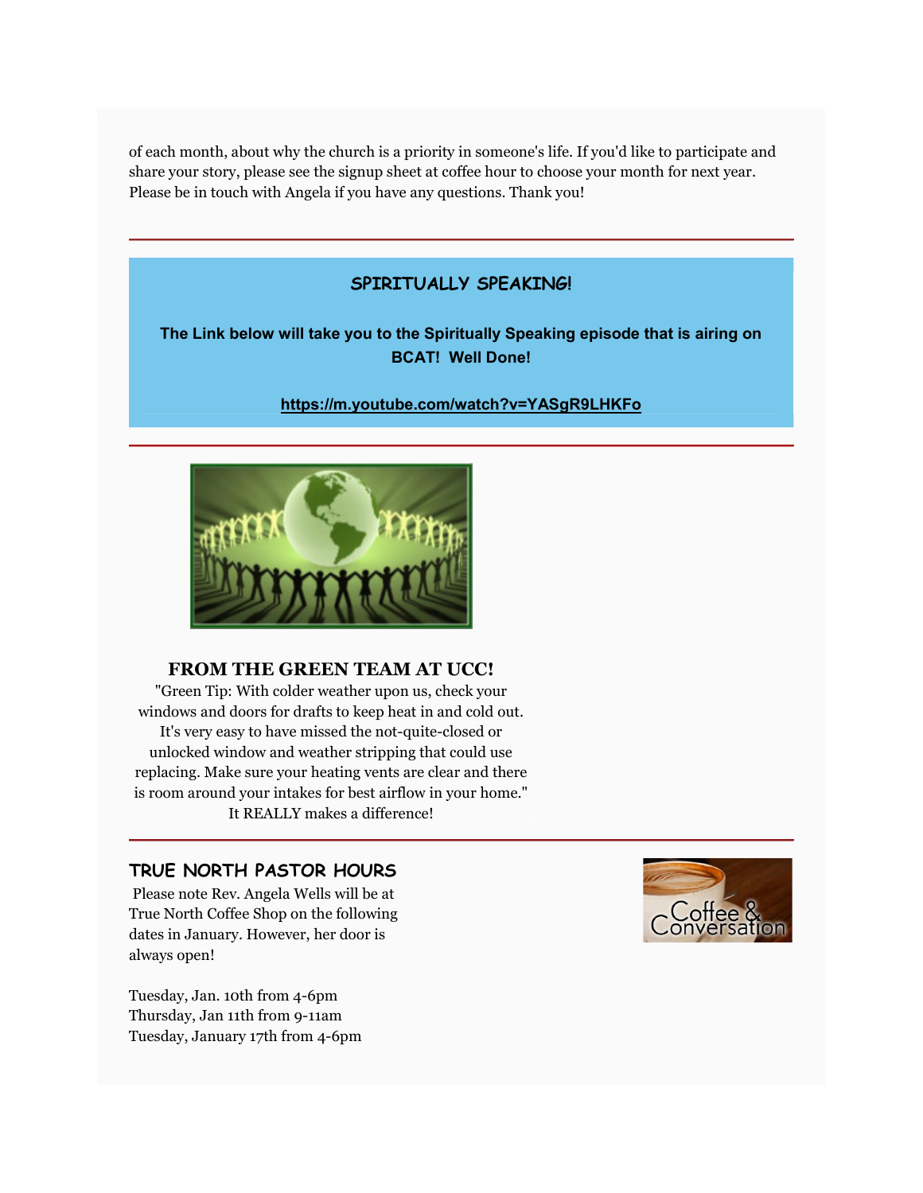of each month, about why the church is a priority in someone's life. If you'd like to participate and share your story, please see the signup sheet at coffee hour to choose your month for next year. Please be in touch with Angela if you have any questions. Thank you!

---

## SPIRITUALLY SPEAKING!

**The Link below will take you to the Spiritually Speaking episode that is airing on BCAT! Well Done!**

**https://m.youtube.com/watch?v=YASgR9LHKFo**

---

## FROM THE GREEN TEAM AT UCC!

"Green Tip: With colder weather upon us, check your windows and doors for drafts to keep heat in and cold out. It's very easy to have missed the not-quite-closed or unlocked window and weather stripping that could use replacing. Make sure your heating vents are clear and there is room around your intakes for best airflow in your home." It REALLY makes a difference!

---

## TRUE NORTH PASTOR HOURS

Please note Rev. Angela Wells will be at True North Coffee Shop on the following dates in January. However, her door is always open!

Tuesday, Jan. 10th from 4-6pm
Thursday, Jan 11th from 9-11am
Tuesday, January 17th from 4-6pm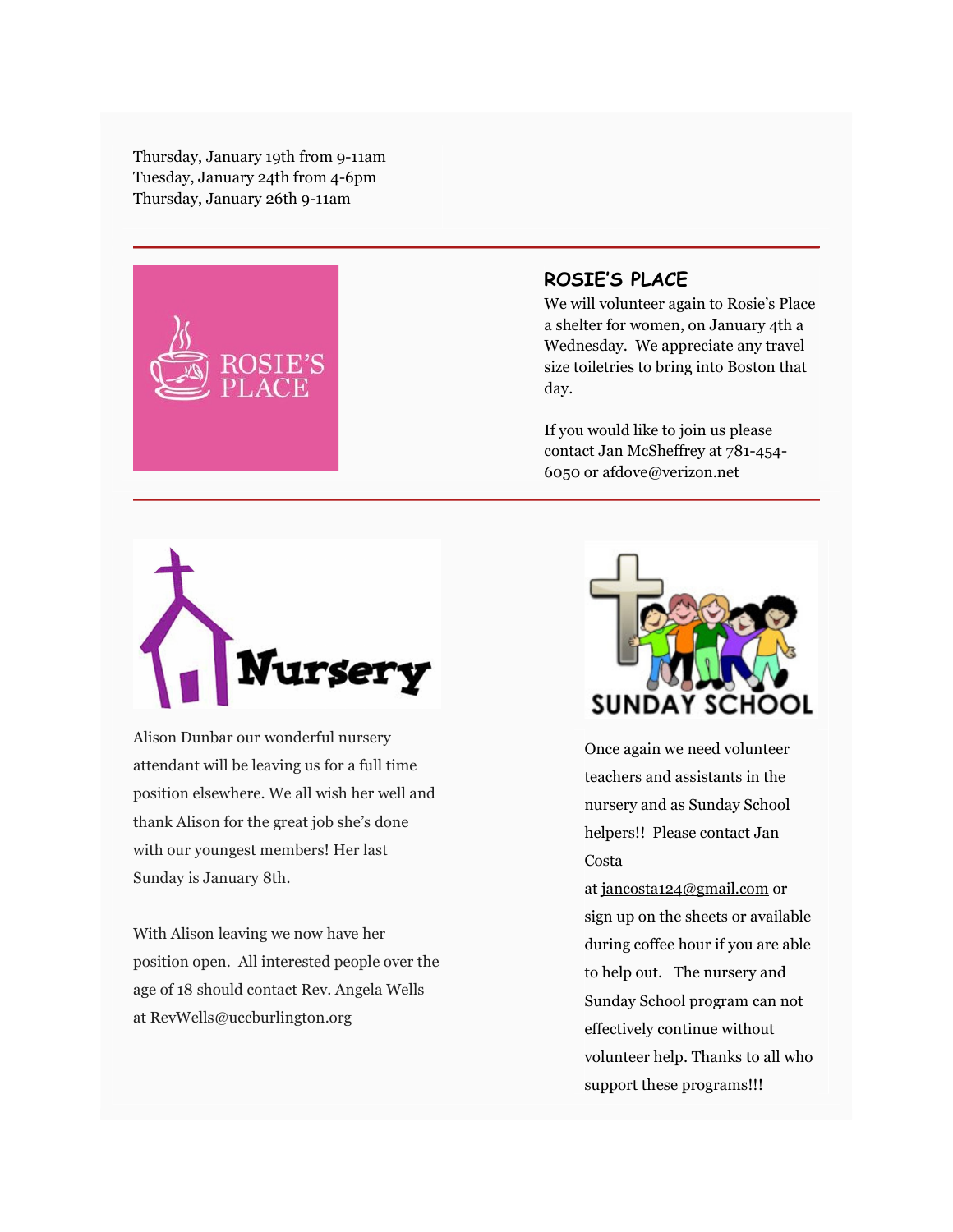Thursday, January 19th from 9-11am
Tuesday, January 24th from 4-6pm
Thursday, January 26th 9-11am

## ROSIE'S PLACE

We will volunteer again to Rosie's Place a shelter for women, on January 4th a Wednesday. We appreciate any travel size toiletries to bring into Boston that day.

If you would like to join us please contact Jan McSheffrey at 781-454-6050 or afdove@verizon.net

## Nursery

Alison Dunbar our wonderful nursery attendant will be leaving us for a full time position elsewhere. We all wish her well and thank Alison for the great job she's done with our youngest members! Her last Sunday is January 8th.

With Alison leaving we now have her position open. All interested people over the age of 18 should contact Rev. Angela Wells at RevWells@uccburlington.org

## SUNDAY SCHOOL

Once again we need volunteer teachers and assistants in the nursery and as Sunday School helpers!! Please contact Jan Costa at jancosta124@gmail.com or sign up on the sheets or available during coffee hour if you are able to help out. The nursery and Sunday School program can not effectively continue without volunteer help. Thanks to all who support these programs!!!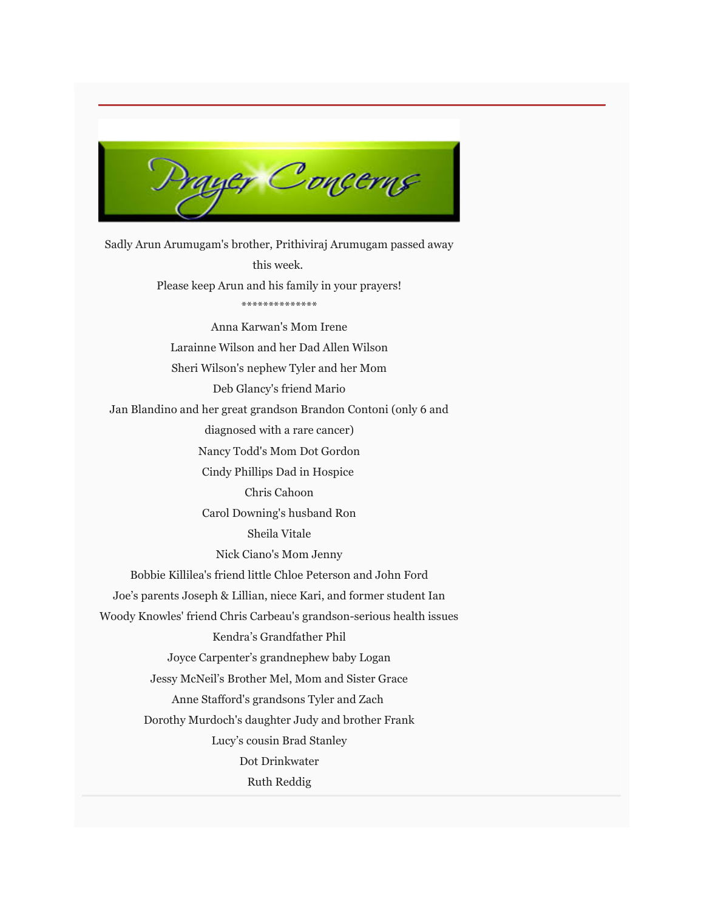# Prayer Concerns

Sadly Arun Arumugam's brother, Prithiviraj Arumugam passed away this week.

Please keep Arun and his family in your prayers!

**************

Anna Karwan's Mom Irene

Larainne Wilson and her Dad Allen Wilson

Sheri Wilson's nephew Tyler and her Mom

Deb Glancy's friend Mario

Jan Blandino and her great grandson Brandon Contoni (only 6 and diagnosed with a rare cancer)

Nancy Todd's Mom Dot Gordon

Cindy Phillips Dad in Hospice

Chris Cahoon

Carol Downing's husband Ron

Sheila Vitale

Nick Ciano's Mom Jenny

Bobbie Killilea's friend little Chloe Peterson and John Ford

Joe's parents Joseph & Lillian, niece Kari, and former student Ian

Woody Knowles' friend Chris Carbeau's grandson-serious health issues

Kendra's Grandfather Phil

Joyce Carpenter's grandnephew baby Logan

Jessy McNeil's Brother Mel, Mom and Sister Grace

Anne Stafford's grandsons Tyler and Zach

Dorothy Murdoch's daughter Judy and brother Frank

Lucy's cousin Brad Stanley

Dot Drinkwater

Ruth Reddig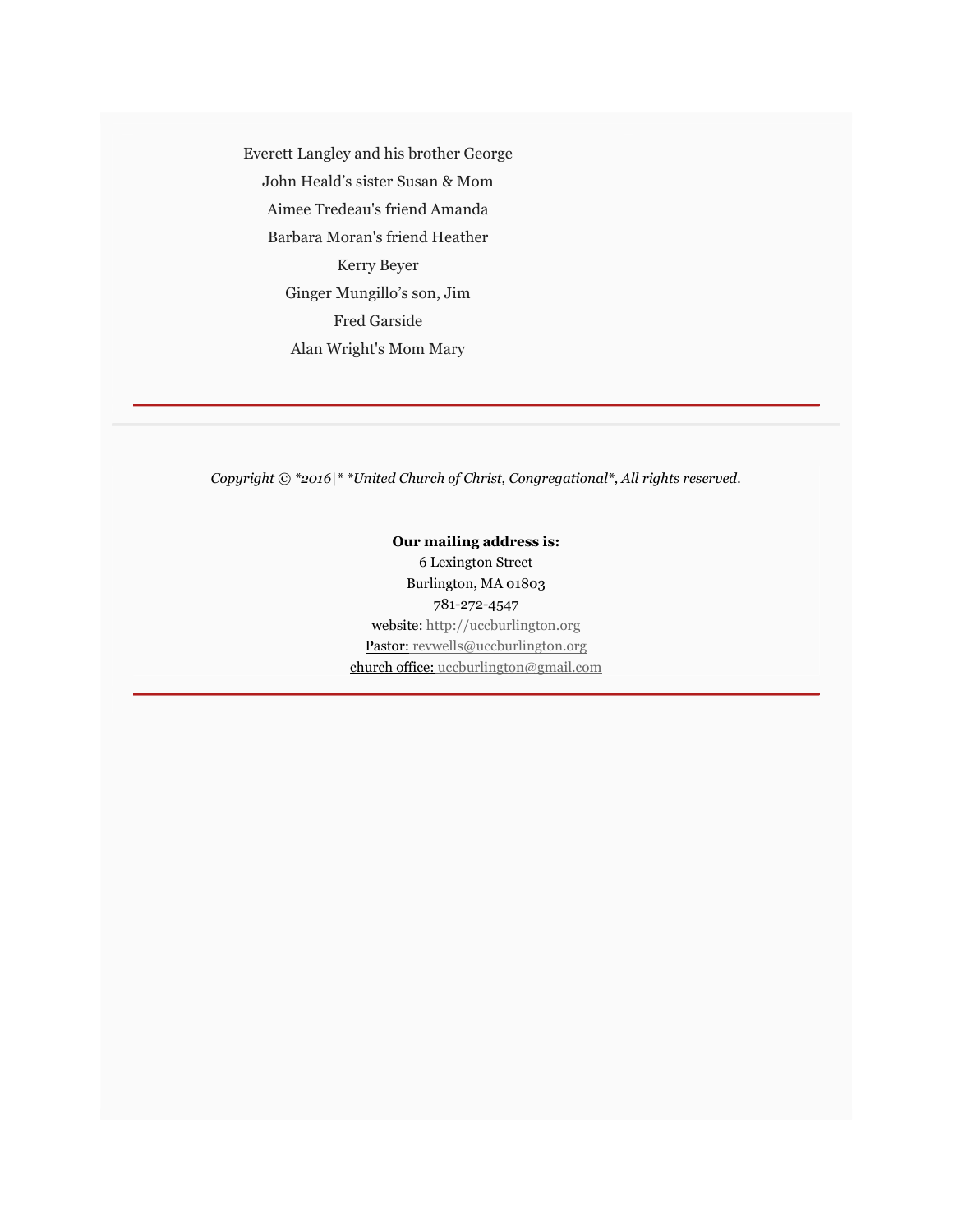Everett Langley and his brother George

John Heald’s sister Susan & Mom

Aimee Tredeau's friend Amanda

Barbara Moran's friend Heather

Kerry Beyer

Ginger Mungillo’s son, Jim

Fred Garside

Alan Wright's Mom Mary

---

*Copyright © *2016|* *United Church of Christ, Congregational*, All rights reserved.*

**Our mailing address is:**
6 Lexington Street
Burlington, MA 01803
781-272-4547
website: http://uccburlington.org
Pastor: revwells@uccburlington.org
church office: uccburlington@gmail.com

---